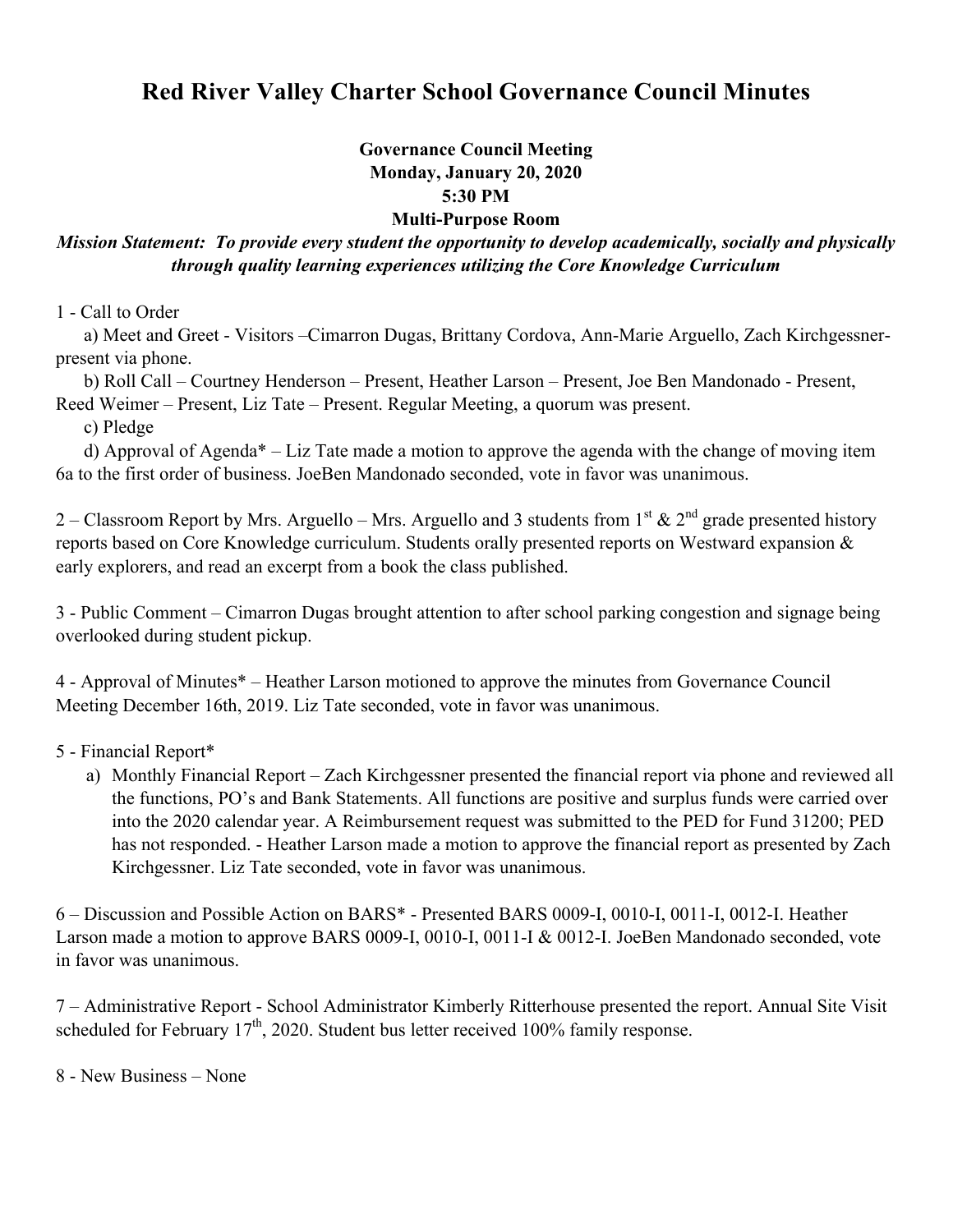# Red River Valley Charter School Governance Council Minutes

**Governance Council Meeting**
**Monday, January 20, 2020**
**5:30 PM**
**Multi-Purpose Room**

***Mission Statement: To provide every student the opportunity to develop academically, socially and physically through quality learning experiences utilizing the Core Knowledge Curriculum***

1 - Call to Order

a) Meet and Greet - Visitors –Cimarron Dugas, Brittany Cordova, Ann-Marie Arguello, Zach Kirchgessner- present via phone.

b) Roll Call – Courtney Henderson – Present, Heather Larson – Present, Joe Ben Mandonado - Present, Reed Weimer – Present, Liz Tate – Present. Regular Meeting, a quorum was present.

c) Pledge

d) Approval of Agenda* – Liz Tate made a motion to approve the agenda with the change of moving item 6a to the first order of business. JoeBen Mandonado seconded, vote in favor was unanimous.

2 – Classroom Report by Mrs. Arguello – Mrs. Arguello and 3 students from 1st & 2nd grade presented history reports based on Core Knowledge curriculum. Students orally presented reports on Westward expansion & early explorers, and read an excerpt from a book the class published.

3 - Public Comment – Cimarron Dugas brought attention to after school parking congestion and signage being overlooked during student pickup.

4 - Approval of Minutes* – Heather Larson motioned to approve the minutes from Governance Council Meeting December 16th, 2019. Liz Tate seconded, vote in favor was unanimous.

5 - Financial Report*

a) Monthly Financial Report – Zach Kirchgessner presented the financial report via phone and reviewed all the functions, PO's and Bank Statements. All functions are positive and surplus funds were carried over into the 2020 calendar year. A Reimbursement request was submitted to the PED for Fund 31200; PED has not responded. - Heather Larson made a motion to approve the financial report as presented by Zach Kirchgessner. Liz Tate seconded, vote in favor was unanimous.

6 – Discussion and Possible Action on BARS* - Presented BARS 0009-I, 0010-I, 0011-I, 0012-I. Heather Larson made a motion to approve BARS 0009-I, 0010-I, 0011-I & 0012-I. JoeBen Mandonado seconded, vote in favor was unanimous.

7 – Administrative Report - School Administrator Kimberly Ritterhouse presented the report. Annual Site Visit scheduled for February 17th, 2020. Student bus letter received 100% family response.

8 - New Business – None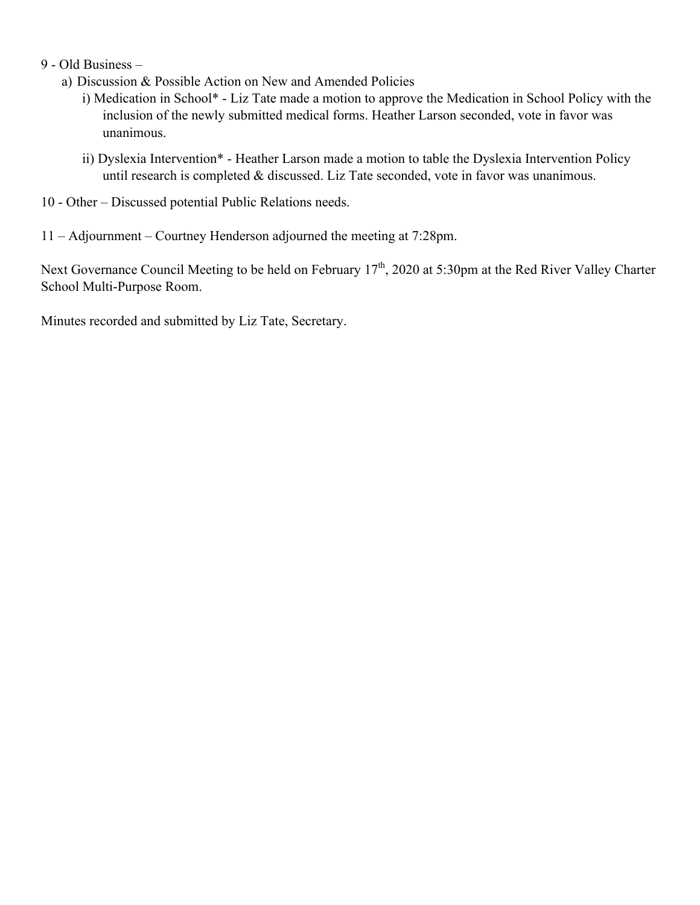9 - Old Business –

a) Discussion & Possible Action on New and Amended Policies

i) Medication in School* - Liz Tate made a motion to approve the Medication in School Policy with the inclusion of the newly submitted medical forms. Heather Larson seconded, vote in favor was unanimous.

ii) Dyslexia Intervention* - Heather Larson made a motion to table the Dyslexia Intervention Policy until research is completed & discussed. Liz Tate seconded, vote in favor was unanimous.

10 - Other – Discussed potential Public Relations needs.

11 – Adjournment – Courtney Henderson adjourned the meeting at 7:28pm.

Next Governance Council Meeting to be held on February 17th, 2020 at 5:30pm at the Red River Valley Charter School Multi-Purpose Room.

Minutes recorded and submitted by Liz Tate, Secretary.